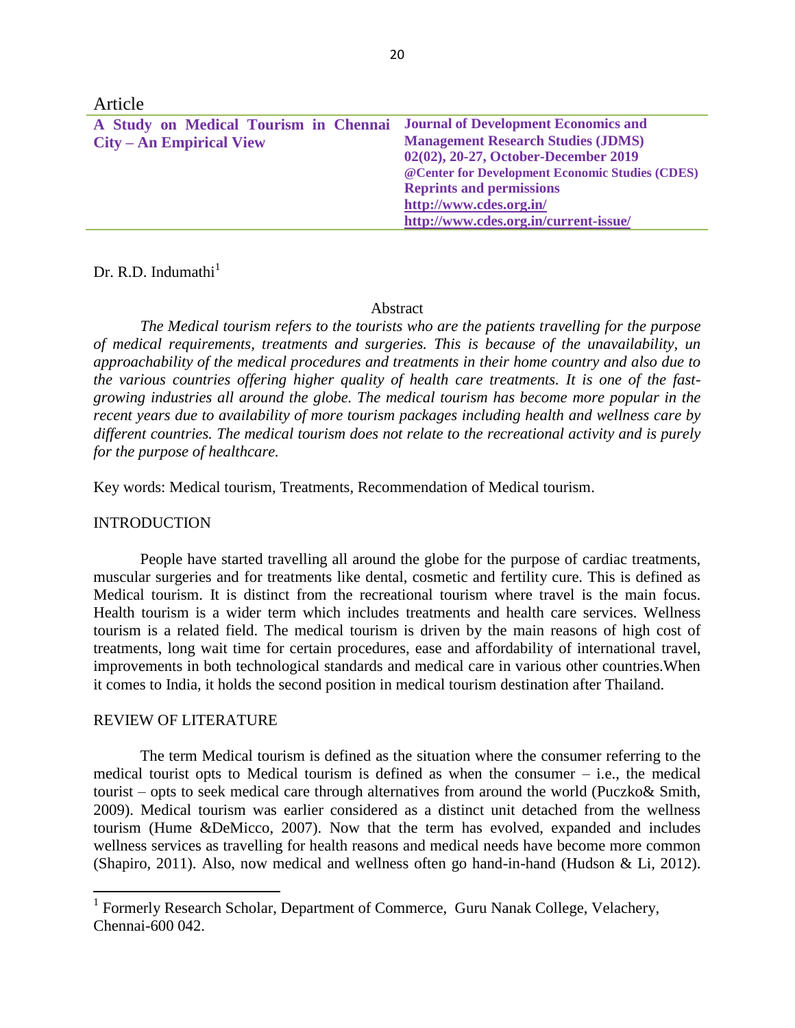Article

**A Study on Medical Tourism in Chennai City – An Empirical View**

**Journal of Development Economics and Management Research Studies (JDMS)**
**02(02), 20-27, October-December 2019**
**@Center for Development Economic Studies (CDES)**
**Reprints and permissions**
**http://www.cdes.org.in/**
**http://www.cdes.org.in/current-issue/**

Dr. R.D. Indumathi[1]

## Abstract

*The Medical tourism refers to the tourists who are the patients travelling for the purpose of medical requirements, treatments and surgeries. This is because of the unavailability, un approachability of the medical procedures and treatments in their home country and also due to the various countries offering higher quality of health care treatments. It is one of the fast-growing industries all around the globe. The medical tourism has become more popular in the recent years due to availability of more tourism packages including health and wellness care by different countries. The medical tourism does not relate to the recreational activity and is purely for the purpose of healthcare.*

Key words: Medical tourism, Treatments, Recommendation of Medical tourism.

## INTRODUCTION

People have started travelling all around the globe for the purpose of cardiac treatments, muscular surgeries and for treatments like dental, cosmetic and fertility cure. This is defined as Medical tourism. It is distinct from the recreational tourism where travel is the main focus. Health tourism is a wider term which includes treatments and health care services. Wellness tourism is a related field. The medical tourism is driven by the main reasons of high cost of treatments, long wait time for certain procedures, ease and affordability of international travel, improvements in both technological standards and medical care in various other countries.When it comes to India, it holds the second position in medical tourism destination after Thailand.

## REVIEW OF LITERATURE

The term Medical tourism is defined as the situation where the consumer referring to the medical tourist opts to Medical tourism is defined as when the consumer – i.e., the medical tourist – opts to seek medical care through alternatives from around the world (Puczko& Smith, 2009). Medical tourism was earlier considered as a distinct unit detached from the wellness tourism (Hume &DeMicco, 2007). Now that the term has evolved, expanded and includes wellness services as travelling for health reasons and medical needs have become more common (Shapiro, 2011). Also, now medical and wellness often go hand-in-hand (Hudson & Li, 2012).

[1] Formerly Research Scholar, Department of Commerce, Guru Nanak College, Velachery, Chennai-600 042.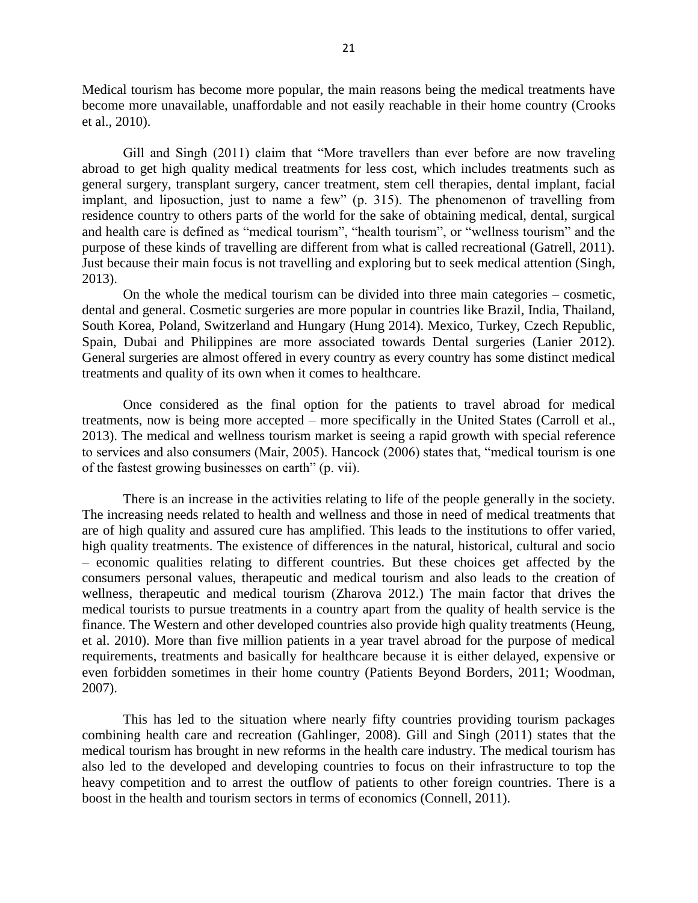Medical tourism has become more popular, the main reasons being the medical treatments have become more unavailable, unaffordable and not easily reachable in their home country (Crooks et al., 2010).

Gill and Singh (2011) claim that "More travellers than ever before are now traveling abroad to get high quality medical treatments for less cost, which includes treatments such as general surgery, transplant surgery, cancer treatment, stem cell therapies, dental implant, facial implant, and liposuction, just to name a few" (p. 315). The phenomenon of travelling from residence country to others parts of the world for the sake of obtaining medical, dental, surgical and health care is defined as "medical tourism", "health tourism", or "wellness tourism" and the purpose of these kinds of travelling are different from what is called recreational (Gatrell, 2011). Just because their main focus is not travelling and exploring but to seek medical attention (Singh, 2013).

On the whole the medical tourism can be divided into three main categories – cosmetic, dental and general. Cosmetic surgeries are more popular in countries like Brazil, India, Thailand, South Korea, Poland, Switzerland and Hungary (Hung 2014). Mexico, Turkey, Czech Republic, Spain, Dubai and Philippines are more associated towards Dental surgeries (Lanier 2012). General surgeries are almost offered in every country as every country has some distinct medical treatments and quality of its own when it comes to healthcare.

Once considered as the final option for the patients to travel abroad for medical treatments, now is being more accepted – more specifically in the United States (Carroll et al., 2013). The medical and wellness tourism market is seeing a rapid growth with special reference to services and also consumers (Mair, 2005). Hancock (2006) states that, "medical tourism is one of the fastest growing businesses on earth" (p. vii).

There is an increase in the activities relating to life of the people generally in the society. The increasing needs related to health and wellness and those in need of medical treatments that are of high quality and assured cure has amplified. This leads to the institutions to offer varied, high quality treatments. The existence of differences in the natural, historical, cultural and socio – economic qualities relating to different countries. But these choices get affected by the consumers personal values, therapeutic and medical tourism and also leads to the creation of wellness, therapeutic and medical tourism (Zharova 2012.) The main factor that drives the medical tourists to pursue treatments in a country apart from the quality of health service is the finance. The Western and other developed countries also provide high quality treatments (Heung, et al. 2010). More than five million patients in a year travel abroad for the purpose of medical requirements, treatments and basically for healthcare because it is either delayed, expensive or even forbidden sometimes in their home country (Patients Beyond Borders, 2011; Woodman, 2007).

This has led to the situation where nearly fifty countries providing tourism packages combining health care and recreation (Gahlinger, 2008). Gill and Singh (2011) states that the medical tourism has brought in new reforms in the health care industry. The medical tourism has also led to the developed and developing countries to focus on their infrastructure to top the heavy competition and to arrest the outflow of patients to other foreign countries. There is a boost in the health and tourism sectors in terms of economics (Connell, 2011).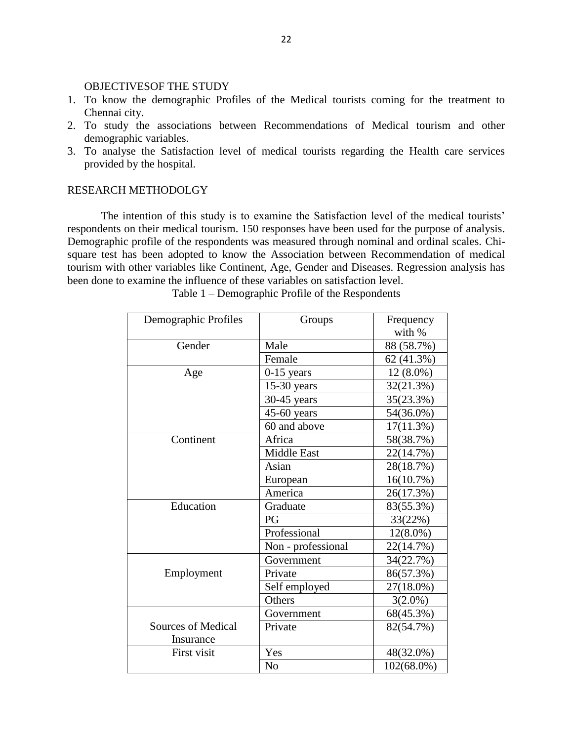## OBJECTIVESOF THE STUDY

1. To know the demographic Profiles of the Medical tourists coming for the treatment to Chennai city.
2. To study the associations between Recommendations of Medical tourism and other demographic variables.
3. To analyse the Satisfaction level of medical tourists regarding the Health care services provided by the hospital.

## RESEARCH METHODOLGY

The intention of this study is to examine the Satisfaction level of the medical tourists' respondents on their medical tourism. 150 responses have been used for the purpose of analysis. Demographic profile of the respondents was measured through nominal and ordinal scales. Chi-square test has been adopted to know the Association between Recommendation of medical tourism with other variables like Continent, Age, Gender and Diseases. Regression analysis has been done to examine the influence of these variables on satisfaction level.

Table 1 – Demographic Profile of the Respondents

| Demographic Profiles | Groups | Frequency with % |
|---|---|---|
| Gender | Male | 88 (58.7%) |
| | Female | 62 (41.3%) |
| Age | 0-15 years | 12 (8.0%) |
| | 15-30 years | 32(21.3%) |
| | 30-45 years | 35(23.3%) |
| | 45-60 years | 54(36.0%) |
| | 60 and above | 17(11.3%) |
| Continent | Africa | 58(38.7%) |
| | Middle East | 22(14.7%) |
| | Asian | 28(18.7%) |
| | European | 16(10.7%) |
| | America | 26(17.3%) |
| Education | Graduate | 83(55.3%) |
| | PG | 33(22%) |
| | Professional | 12(8.0%) |
| | Non - professional | 22(14.7%) |
| Employment | Government | 34(22.7%) |
| | Private | 86(57.3%) |
| | Self employed | 27(18.0%) |
| | Others | 3(2.0%) |
| Sources of Medical Insurance | Government | 68(45.3%) |
| | Private | 82(54.7%) |
| First visit | Yes | 48(32.0%) |
| | No | 102(68.0%) |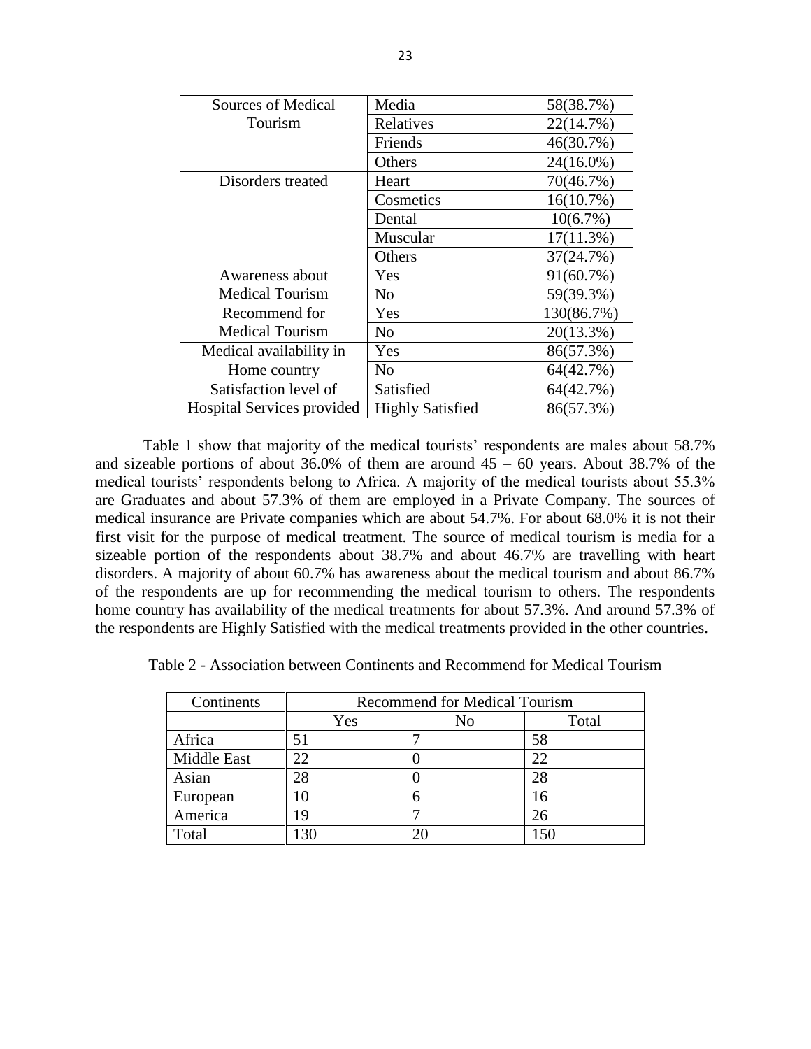| Sources of Medical Tourism | Media | 58(38.7%) |
|---|---|---|
| | Relatives | 22(14.7%) |
| | Friends | 46(30.7%) |
| | Others | 24(16.0%) |
| Disorders treated | Heart | 70(46.7%) |
| | Cosmetics | 16(10.7%) |
| | Dental | 10(6.7%) |
| | Muscular | 17(11.3%) |
| | Others | 37(24.7%) |
| Awareness about Medical Tourism | Yes | 91(60.7%) |
| | No | 59(39.3%) |
| Recommend for Medical Tourism | Yes | 130(86.7%) |
| | No | 20(13.3%) |
| Medical availability in Home country | Yes | 86(57.3%) |
| | No | 64(42.7%) |
| Satisfaction level of Hospital Services provided | Satisfied | 64(42.7%) |
| | Highly Satisfied | 86(57.3%) |

Table 1 show that majority of the medical tourists' respondents are males about 58.7% and sizeable portions of about 36.0% of them are around 45 – 60 years. About 38.7% of the medical tourists' respondents belong to Africa. A majority of the medical tourists about 55.3% are Graduates and about 57.3% of them are employed in a Private Company. The sources of medical insurance are Private companies which are about 54.7%. For about 68.0% it is not their first visit for the purpose of medical treatment. The source of medical tourism is media for a sizeable portion of the respondents about 38.7% and about 46.7% are travelling with heart disorders. A majority of about 60.7% has awareness about the medical tourism and about 86.7% of the respondents are up for recommending the medical tourism to others. The respondents home country has availability of the medical treatments for about 57.3%. And around 57.3% of the respondents are Highly Satisfied with the medical treatments provided in the other countries.

Table 2 - Association between Continents and Recommend for Medical Tourism

| Continents | Recommend for Medical Tourism | | |
|---|---|---|---|
| | Yes | No | Total |
| Africa | 51 | 7 | 58 |
| Middle East | 22 | 0 | 22 |
| Asian | 28 | 0 | 28 |
| European | 10 | 6 | 16 |
| America | 19 | 7 | 26 |
| Total | 130 | 20 | 150 |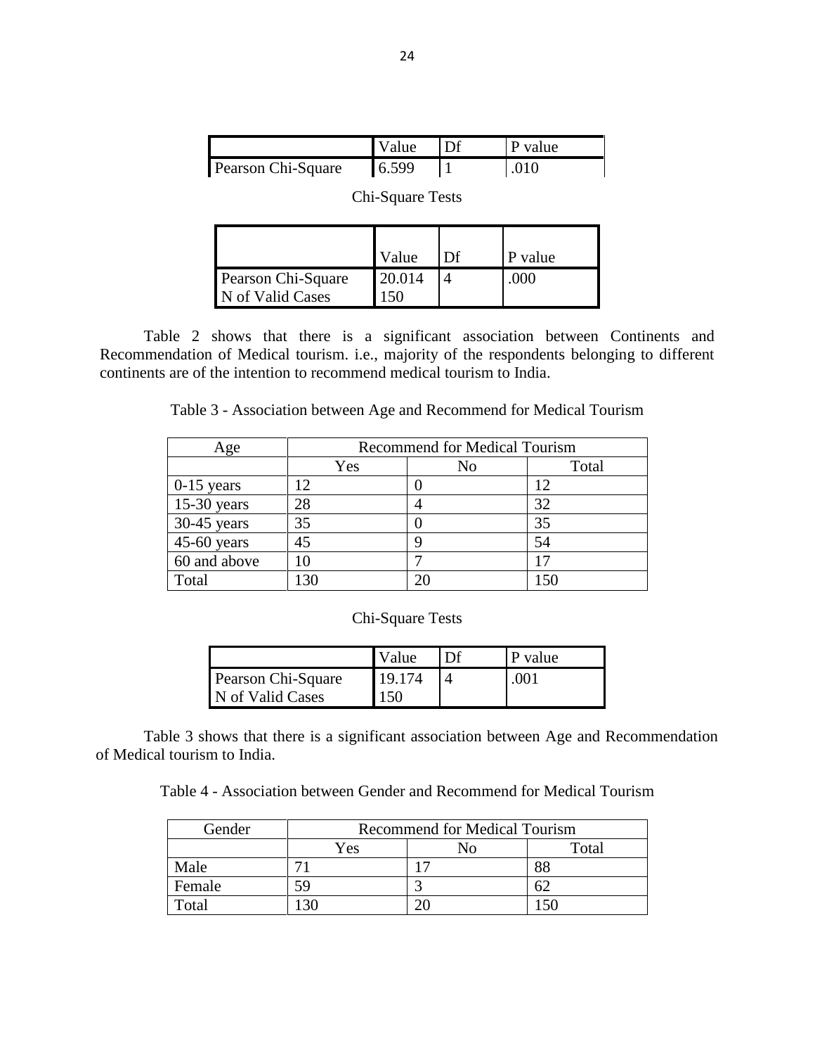|  | Value | Df | P value |
|---|---|---|---|
| Pearson Chi-Square | 6.599 | 1 | .010 |

Chi-Square Tests

|  | Value | Df | P value |
|---|---|---|---|
| Pearson Chi-Square | 20.014 | 4 | .000 |
| N of Valid Cases | 150 |  |  |

Table 2 shows that there is a significant association between Continents and Recommendation of Medical tourism. i.e., majority of the respondents belonging to different continents are of the intention to recommend medical tourism to India.

Table 3 - Association between Age and Recommend for Medical Tourism

| Age | Recommend for Medical Tourism | | |
|---|---|---|---|
|  | Yes | No | Total |
| 0-15 years | 12 | 0 | 12 |
| 15-30 years | 28 | 4 | 32 |
| 30-45 years | 35 | 0 | 35 |
| 45-60 years | 45 | 9 | 54 |
| 60 and above | 10 | 7 | 17 |
| Total | 130 | 20 | 150 |

Chi-Square Tests

|  | Value | Df | P value |
|---|---|---|---|
| Pearson Chi-Square | 19.174 | 4 | .001 |
| N of Valid Cases | 150 |  |  |

Table 3 shows that there is a significant association between Age and Recommendation of Medical tourism to India.

Table 4 - Association between Gender and Recommend for Medical Tourism

| Gender | Recommend for Medical Tourism | | |
|---|---|---|---|
|  | Yes | No | Total |
| Male | 71 | 17 | 88 |
| Female | 59 | 3 | 62 |
| Total | 130 | 20 | 150 |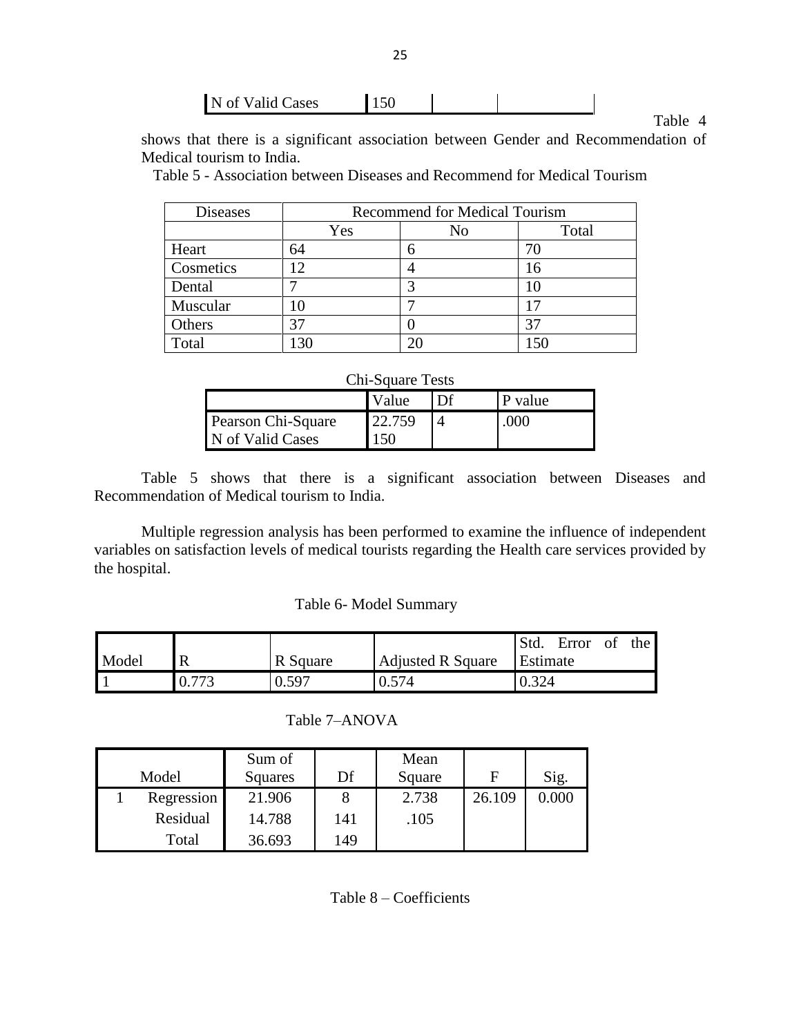| N of Valid Cases | 150 | | |
|---|---|---|---|

Table 4 shows that there is a significant association between Gender and Recommendation of Medical tourism to India.

Table 5 - Association between Diseases and Recommend for Medical Tourism

| Diseases | Recommend for Medical Tourism | | |
|---|---|---|---|
| | Yes | No | Total |
| Heart | 64 | 6 | 70 |
| Cosmetics | 12 | 4 | 16 |
| Dental | 7 | 3 | 10 |
| Muscular | 10 | 7 | 17 |
| Others | 37 | 0 | 37 |
| Total | 130 | 20 | 150 |

Chi-Square Tests

| | Value | Df | P value |
|---|---|---|---|
| Pearson Chi-Square | 22.759 | 4 | .000 |
| N of Valid Cases | 150 | | |

Table 5 shows that there is a significant association between Diseases and Recommendation of Medical tourism to India.

Multiple regression analysis has been performed to examine the influence of independent variables on satisfaction levels of medical tourists regarding the Health care services provided by the hospital.

Table 6- Model Summary

| Model | R | R Square | Adjusted R Square | Std. Error of the Estimate |
|---|---|---|---|---|
| 1 | 0.773 | 0.597 | 0.574 | 0.324 |

Table 7–ANOVA

| Model | | Sum of Squares | Df | Mean Square | F | Sig. |
|---|---|---|---|---|---|---|
| 1 | Regression | 21.906 | 8 | 2.738 | 26.109 | 0.000 |
| | Residual | 14.788 | 141 | .105 | | |
| | Total | 36.693 | 149 | | | |

Table 8 – Coefficients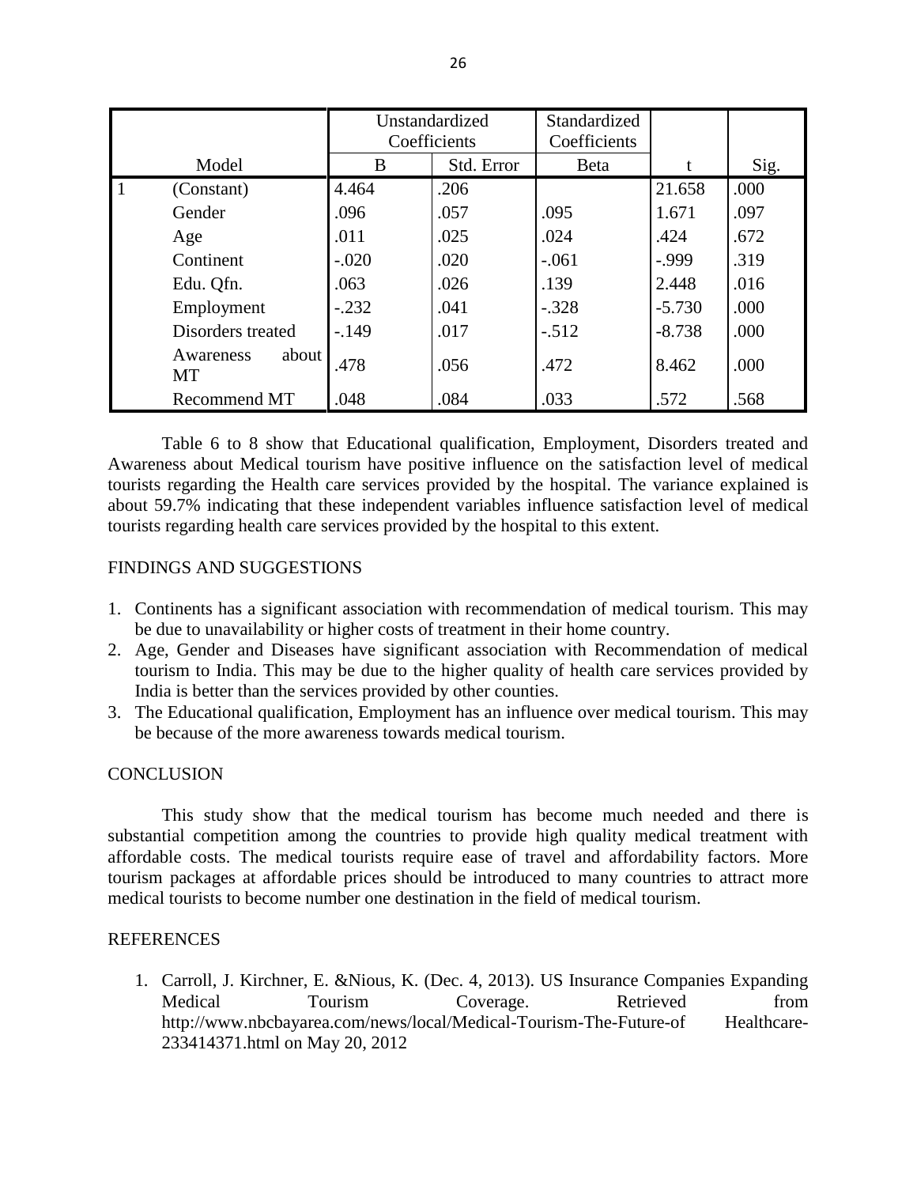| | Model | Unstandardized Coefficients | | Standardized Coefficients | t | Sig. |
|---|---|---|---|---|---|---|
| | | B | Std. Error | Beta | | |
| 1 | (Constant) | 4.464 | .206 | | 21.658 | .000 |
| | Gender | .096 | .057 | .095 | 1.671 | .097 |
| | Age | .011 | .025 | .024 | .424 | .672 |
| | Continent | -.020 | .020 | -.061 | -.999 | .319 |
| | Edu. Qfn. | .063 | .026 | .139 | 2.448 | .016 |
| | Employment | -.232 | .041 | -.328 | -5.730 | .000 |
| | Disorders treated | -.149 | .017 | -.512 | -8.738 | .000 |
| | Awareness about MT | .478 | .056 | .472 | 8.462 | .000 |
| | Recommend MT | .048 | .084 | .033 | .572 | .568 |

Table 6 to 8 show that Educational qualification, Employment, Disorders treated and Awareness about Medical tourism have positive influence on the satisfaction level of medical tourists regarding the Health care services provided by the hospital. The variance explained is about 59.7% indicating that these independent variables influence satisfaction level of medical tourists regarding health care services provided by the hospital to this extent.

## FINDINGS AND SUGGESTIONS

1. Continents has a significant association with recommendation of medical tourism. This may be due to unavailability or higher costs of treatment in their home country.
2. Age, Gender and Diseases have significant association with Recommendation of medical tourism to India. This may be due to the higher quality of health care services provided by India is better than the services provided by other counties.
3. The Educational qualification, Employment has an influence over medical tourism. This may be because of the more awareness towards medical tourism.

## CONCLUSION

This study show that the medical tourism has become much needed and there is substantial competition among the countries to provide high quality medical treatment with affordable costs. The medical tourists require ease of travel and affordability factors. More tourism packages at affordable prices should be introduced to many countries to attract more medical tourists to become number one destination in the field of medical tourism.

## REFERENCES

1. Carroll, J. Kirchner, E. &Nious, K. (Dec. 4, 2013). US Insurance Companies Expanding Medical Tourism Coverage. Retrieved from http://www.nbcbayarea.com/news/local/Medical-Tourism-The-Future-of Healthcare-233414371.html on May 20, 2012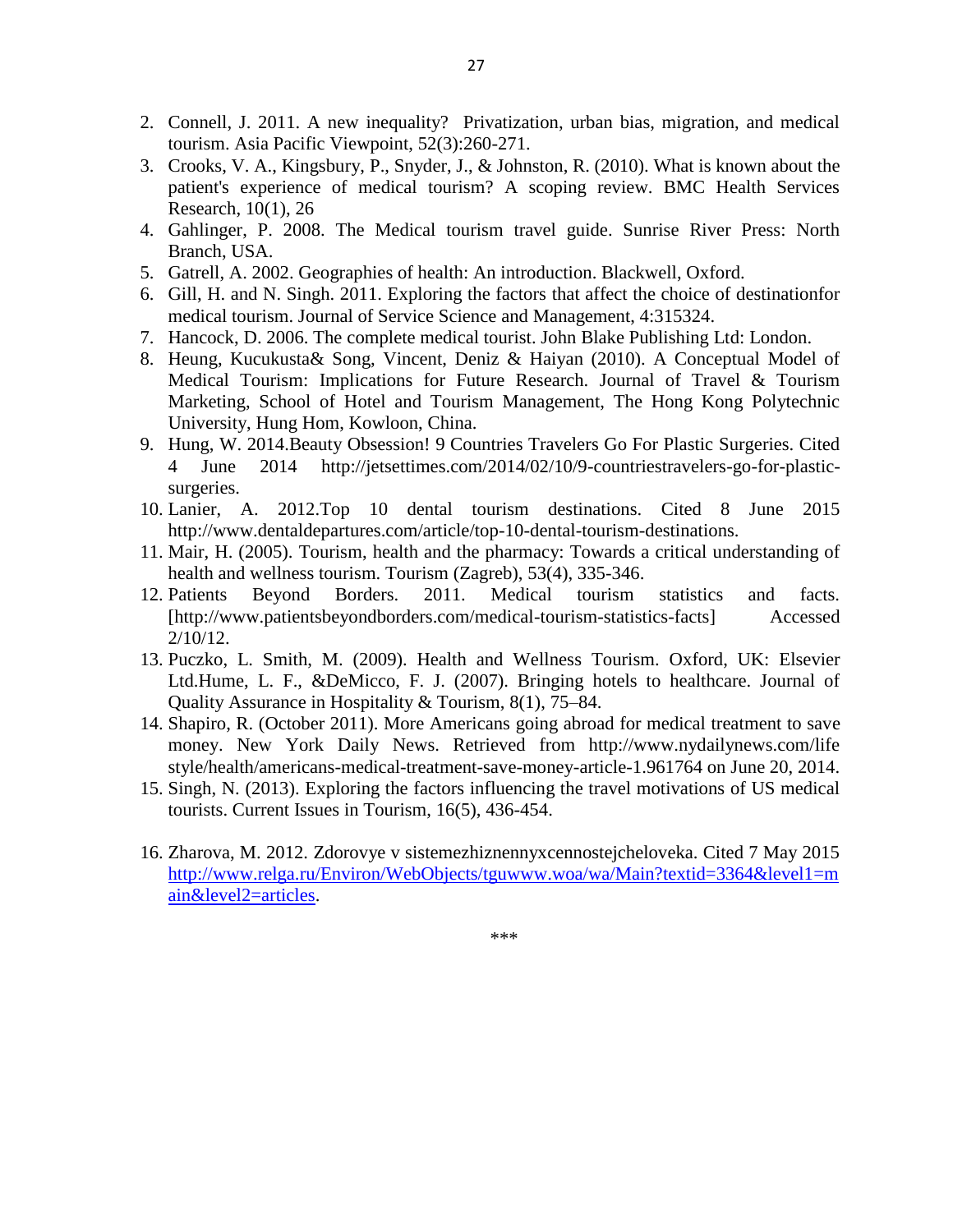2. Connell, J. 2011. A new inequality? Privatization, urban bias, migration, and medical tourism. Asia Pacific Viewpoint, 52(3):260-271.
3. Crooks, V. A., Kingsbury, P., Snyder, J., & Johnston, R. (2010). What is known about the patient's experience of medical tourism? A scoping review. BMC Health Services Research, 10(1), 26
4. Gahlinger, P. 2008. The Medical tourism travel guide. Sunrise River Press: North Branch, USA.
5. Gatrell, A. 2002. Geographies of health: An introduction. Blackwell, Oxford.
6. Gill, H. and N. Singh. 2011. Exploring the factors that affect the choice of destinationfor medical tourism. Journal of Service Science and Management, 4:315324.
7. Hancock, D. 2006. The complete medical tourist. John Blake Publishing Ltd: London.
8. Heung, Kucukusta& Song, Vincent, Deniz & Haiyan (2010). A Conceptual Model of Medical Tourism: Implications for Future Research. Journal of Travel & Tourism Marketing, School of Hotel and Tourism Management, The Hong Kong Polytechnic University, Hung Hom, Kowloon, China.
9. Hung, W. 2014.Beauty Obsession! 9 Countries Travelers Go For Plastic Surgeries. Cited 4 June 2014 http://jetsettimes.com/2014/02/10/9-countriestravelers-go-for-plastic-surgeries.
10. Lanier, A. 2012.Top 10 dental tourism destinations. Cited 8 June 2015 http://www.dentaldepartures.com/article/top-10-dental-tourism-destinations.
11. Mair, H. (2005). Tourism, health and the pharmacy: Towards a critical understanding of health and wellness tourism. Tourism (Zagreb), 53(4), 335-346.
12. Patients Beyond Borders. 2011. Medical tourism statistics and facts. [http://www.patientsbeyondborders.com/medical-tourism-statistics-facts] Accessed 2/10/12.
13. Puczko, L. Smith, M. (2009). Health and Wellness Tourism. Oxford, UK: Elsevier Ltd.Hume, L. F., &DeMicco, F. J. (2007). Bringing hotels to healthcare. Journal of Quality Assurance in Hospitality & Tourism, 8(1), 75–84.
14. Shapiro, R. (October 2011). More Americans going abroad for medical treatment to save money. New York Daily News. Retrieved from http://www.nydailynews.com/life style/health/americans-medical-treatment-save-money-article-1.961764 on June 20, 2014.
15. Singh, N. (2013). Exploring the factors influencing the travel motivations of US medical tourists. Current Issues in Tourism, 16(5), 436-454.
16. Zharova, M. 2012. Zdorovye v sistemezhiznennyxcennostejcheloveka. Cited 7 May 2015 http://www.relga.ru/Environ/WebObjects/tguwww.woa/wa/Main?textid=3364&level1=main&level2=articles.

***